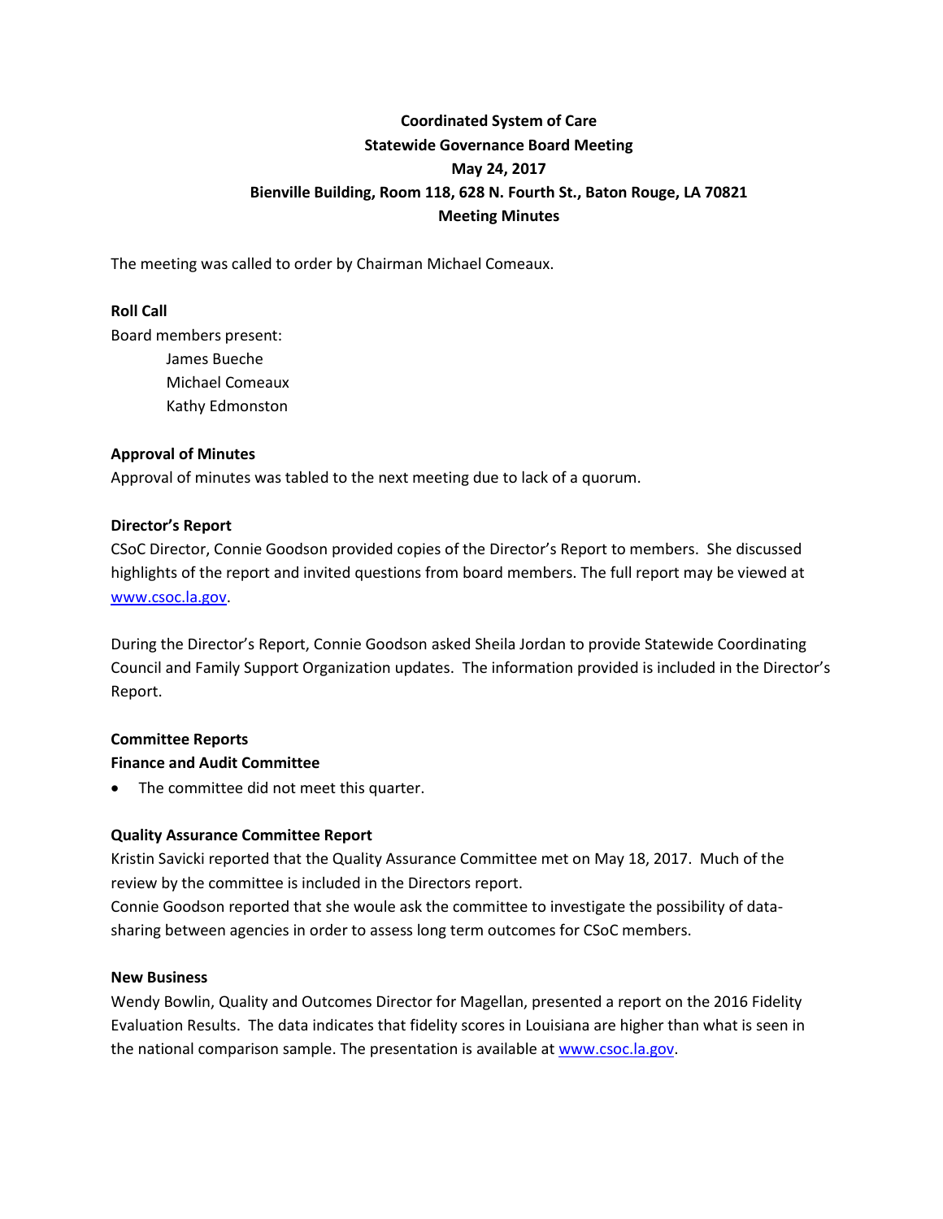**Coordinated System of Care**
**Statewide Governance Board Meeting**
**May 24, 2017**
**Bienville Building, Room 118, 628 N. Fourth St., Baton Rouge, LA 70821**
**Meeting Minutes**

The meeting was called to order by Chairman Michael Comeaux.

**Roll Call**

Board members present:

James Bueche
Michael Comeaux
Kathy Edmonston

**Approval of Minutes**

Approval of minutes was tabled to the next meeting due to lack of a quorum.

**Director's Report**

CSoC Director, Connie Goodson provided copies of the Director's Report to members. She discussed highlights of the report and invited questions from board members. The full report may be viewed at www.csoc.la.gov.

During the Director's Report, Connie Goodson asked Sheila Jordan to provide Statewide Coordinating Council and Family Support Organization updates. The information provided is included in the Director's Report.

**Committee Reports**

**Finance and Audit Committee**

- The committee did not meet this quarter.

**Quality Assurance Committee Report**

Kristin Savicki reported that the Quality Assurance Committee met on May 18, 2017. Much of the review by the committee is included in the Directors report.
Connie Goodson reported that she woule ask the committee to investigate the possibility of data-sharing between agencies in order to assess long term outcomes for CSoC members.

**New Business**

Wendy Bowlin, Quality and Outcomes Director for Magellan, presented a report on the 2016 Fidelity Evaluation Results. The data indicates that fidelity scores in Louisiana are higher than what is seen in the national comparison sample. The presentation is available at www.csoc.la.gov.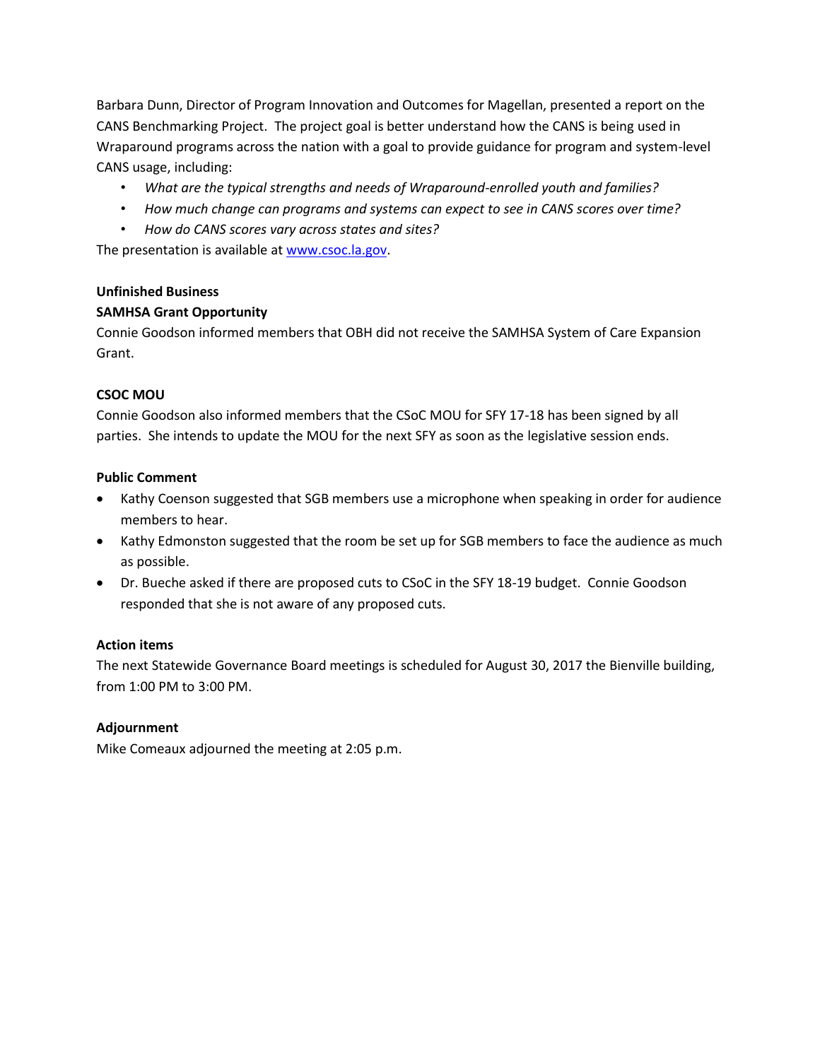Barbara Dunn, Director of Program Innovation and Outcomes for Magellan, presented a report on the CANS Benchmarking Project. The project goal is better understand how the CANS is being used in Wraparound programs across the nation with a goal to provide guidance for program and system-level CANS usage, including:

- *What are the typical strengths and needs of Wraparound-enrolled youth and families?*
- *How much change can programs and systems can expect to see in CANS scores over time?*
- *How do CANS scores vary across states and sites?*

The presentation is available at www.csoc.la.gov.

**Unfinished Business**

**SAMHSA Grant Opportunity**

Connie Goodson informed members that OBH did not receive the SAMHSA System of Care Expansion Grant.

**CSOC MOU**

Connie Goodson also informed members that the CSoC MOU for SFY 17-18 has been signed by all parties. She intends to update the MOU for the next SFY as soon as the legislative session ends.

**Public Comment**

- Kathy Coenson suggested that SGB members use a microphone when speaking in order for audience members to hear.
- Kathy Edmonston suggested that the room be set up for SGB members to face the audience as much as possible.
- Dr. Bueche asked if there are proposed cuts to CSoC in the SFY 18-19 budget. Connie Goodson responded that she is not aware of any proposed cuts.

**Action items**

The next Statewide Governance Board meetings is scheduled for August 30, 2017 the Bienville building, from 1:00 PM to 3:00 PM.

**Adjournment**

Mike Comeaux adjourned the meeting at 2:05 p.m.